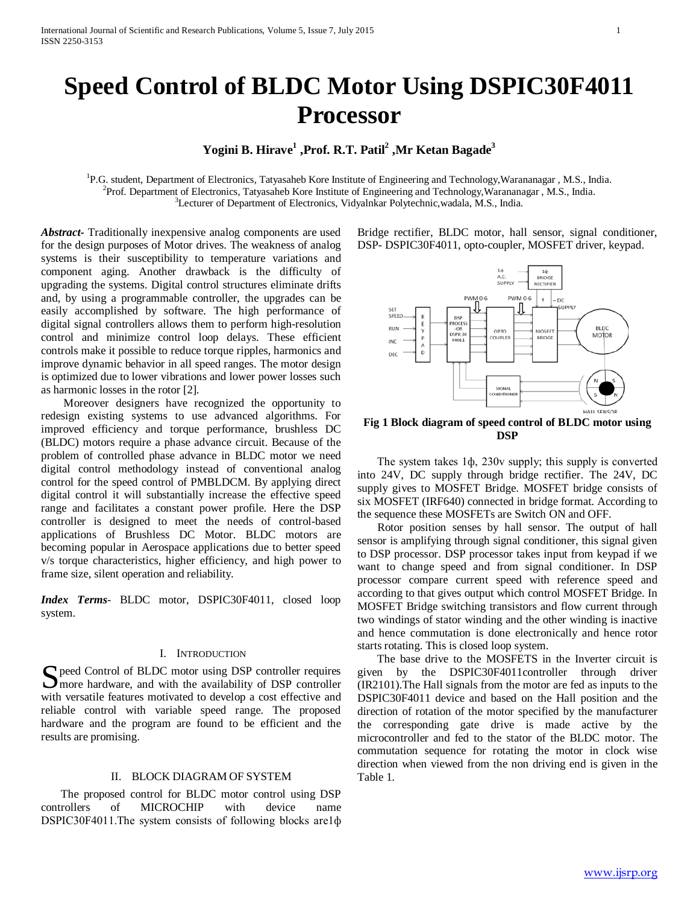# Speed Control of BLDC Motor Using DSPIC30F4011 Processor

**Yogini B. Hirave[1] ,Prof. R.T. Patil[2] ,Mr Ketan Bagade[3]**

[1]P.G. student, Department of Electronics, Tatyasaheb Kore Institute of Engineering and Technology,Warananagar , M.S., India.
[2]Prof. Department of Electronics, Tatyasaheb Kore Institute of Engineering and Technology,Warananagar , M.S., India.
[3]Lecturer of Department of Electronics, Vidyalnkar Polytechnic,wadala, M.S., India.

***Abstract***- Traditionally inexpensive analog components are used for the design purposes of Motor drives. The weakness of analog systems is their susceptibility to temperature variations and component aging. Another drawback is the difficulty of upgrading the systems. Digital control structures eliminate drifts and, by using a programmable controller, the upgrades can be easily accomplished by software. The high performance of digital signal controllers allows them to perform high-resolution control and minimize control loop delays. These efficient controls make it possible to reduce torque ripples, harmonics and improve dynamic behavior in all speed ranges. The motor design is optimized due to lower vibrations and lower power losses such as harmonic losses in the rotor [2].

Moreover designers have recognized the opportunity to redesign existing systems to use advanced algorithms. For improved efficiency and torque performance, brushless DC (BLDC) motors require a phase advance circuit. Because of the problem of controlled phase advance in BLDC motor we need digital control methodology instead of conventional analog control for the speed control of PMBLDCM. By applying direct digital control it will substantially increase the effective speed range and facilitates a constant power profile. Here the DSP controller is designed to meet the needs of control-based applications of Brushless DC Motor. BLDC motors are becoming popular in Aerospace applications due to better speed v/s torque characteristics, higher efficiency, and high power to frame size, silent operation and reliability.

***Index Terms***- BLDC motor, DSPIC30F4011, closed loop system.

## I. Introduction

Speed Control of BLDC motor using DSP controller requires more hardware, and with the availability of DSP controller with versatile features motivated to develop a cost effective and reliable control with variable speed range. The proposed hardware and the program are found to be efficient and the results are promising.

## II. Block Diagram of System

The proposed control for BLDC motor control using DSP controllers of MICROCHIP with device name DSPIC30F4011.The system consists of following blocks are1ϕ Bridge rectifier, BLDC motor, hall sensor, signal conditioner, DSP- DSPIC30F4011, opto-coupler, MOSFET driver, keypad.

**Fig 1 Block diagram of speed control of BLDC motor using DSP**

The system takes 1ϕ, 230v supply; this supply is converted into 24V, DC supply through bridge rectifier. The 24V, DC supply gives to MOSFET Bridge. MOSFET bridge consists of six MOSFET (IRF640) connected in bridge format. According to the sequence these MOSFETs are Switch ON and OFF.

Rotor position senses by hall sensor. The output of hall sensor is amplifying through signal conditioner, this signal given to DSP processor. DSP processor takes input from keypad if we want to change speed and from signal conditioner. In DSP processor compare current speed with reference speed and according to that gives output which control MOSFET Bridge. In MOSFET Bridge switching transistors and flow current through two windings of stator winding and the other winding is inactive and hence commutation is done electronically and hence rotor starts rotating. This is closed loop system.

The base drive to the MOSFETS in the Inverter circuit is given by the DSPIC30F4011controller through driver (IR2101).The Hall signals from the motor are fed as inputs to the DSPIC30F4011 device and based on the Hall position and the direction of rotation of the motor specified by the manufacturer the corresponding gate drive is made active by the microcontroller and fed to the stator of the BLDC motor. The commutation sequence for rotating the motor in clock wise direction when viewed from the non driving end is given in the Table 1.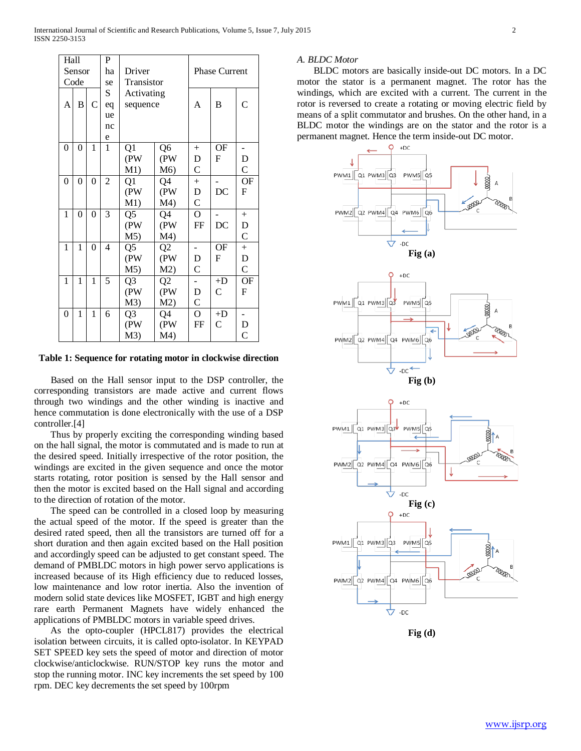| Hall Sensor Code | | | Phase Sequence | Driver Transistor Activating sequence | | Phase Current | | |
|---|---|---|---|---|---|---|---|---|
| A | B | C | | | | A | B | C |
| 0 | 0 | 1 | 1 | Q1 (PWM1) | Q6 (PWM6) | +DC | OFF | -DC |
| 0 | 0 | 0 | 2 | Q1 (PWM1) | Q4 (PWM4) | +DC | -DC | OFF |
| 1 | 0 | 0 | 3 | Q5 (PWM5) | Q4 (PWM4) | OFF | -DC | +DC |
| 1 | 1 | 0 | 4 | Q5 (PWM5) | Q2 (PWM2) | -DC | OFF | +DC |
| 1 | 1 | 1 | 5 | Q3 (PWM3) | Q2 (PWM2) | -DC | +DC | OFF |
| 0 | 1 | 1 | 6 | Q3 (PWM3) | Q4 (PWM4) | OFF | +DC | -DC |

**Table 1: Sequence for rotating motor in clockwise direction**

Based on the Hall sensor input to the DSP controller, the corresponding transistors are made active and current flows through two windings and the other winding is inactive and hence commutation is done electronically with the use of a DSP controller.[4]

Thus by properly exciting the corresponding winding based on the hall signal, the motor is commutated and is made to run at the desired speed. Initially irrespective of the rotor position, the windings are excited in the given sequence and once the motor starts rotating, rotor position is sensed by the Hall sensor and then the motor is excited based on the Hall signal and according to the direction of rotation of the motor.

The speed can be controlled in a closed loop by measuring the actual speed of the motor. If the speed is greater than the desired rated speed, then all the transistors are turned off for a short duration and then again excited based on the Hall position and accordingly speed can be adjusted to get constant speed. The demand of PMBLDC motors in high power servo applications is increased because of its High efficiency due to reduced losses, low maintenance and low rotor inertia. Also the invention of modern solid state devices like MOSFET, IGBT and high energy rare earth Permanent Magnets have widely enhanced the applications of PMBLDC motors in variable speed drives.

As the opto-coupler (HPCL817) provides the electrical isolation between circuits, it is called opto-isolator. In KEYPAD SET SPEED key sets the speed of motor and direction of motor clockwise/anticlockwise. RUN/STOP key runs the motor and stop the running motor. INC key increments the set speed by 100 rpm. DEC key decrements the set speed by 100rpm

### *A. BLDC Motor*

BLDC motors are basically inside-out DC motors. In a DC motor the stator is a permanent magnet. The rotor has the windings, which are excited with a current. The current in the rotor is reversed to create a rotating or moving electric field by means of a split commutator and brushes. On the other hand, in a BLDC motor the windings are on the stator and the rotor is a permanent magnet. Hence the term inside-out DC motor.

**Fig (a)**

**Fig (b)**

**Fig (c)**

**Fig (d)**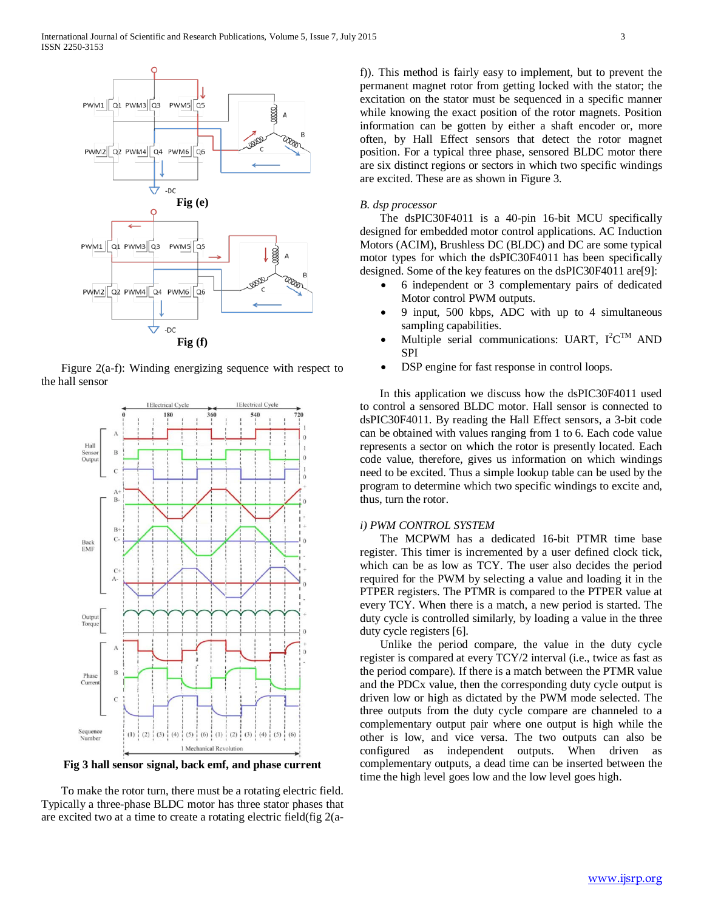Fig (e)

Fig (f)

Figure 2(a-f): Winding energizing sequence with respect to the hall sensor

Fig 3 hall sensor signal, back emf, and phase current

To make the rotor turn, there must be a rotating electric field. Typically a three-phase BLDC motor has three stator phases that are excited two at a time to create a rotating electric field(fig 2(a-f)). This method is fairly easy to implement, but to prevent the permanent magnet rotor from getting locked with the stator; the excitation on the stator must be sequenced in a specific manner while knowing the exact position of the rotor magnets. Position information can be gotten by either a shaft encoder or, more often, by Hall Effect sensors that detect the rotor magnet position. For a typical three phase, sensored BLDC motor there are six distinct regions or sectors in which two specific windings are excited. These are as shown in Figure 3.

*B. dsp processor*

The dsPIC30F4011 is a 40-pin 16-bit MCU specifically designed for embedded motor control applications. AC Induction Motors (ACIM), Brushless DC (BLDC) and DC are some typical motor types for which the dsPIC30F4011 has been specifically designed. Some of the key features on the dsPIC30F4011 are[9]:

- 6 independent or 3 complementary pairs of dedicated Motor control PWM outputs.
- 9 input, 500 kbps, ADC with up to 4 simultaneous sampling capabilities.
- Multiple serial communications: UART, I²C™ AND SPI
- DSP engine for fast response in control loops.

In this application we discuss how the dsPIC30F4011 used to control a sensored BLDC motor. Hall sensor is connected to dsPIC30F4011. By reading the Hall Effect sensors, a 3-bit code can be obtained with values ranging from 1 to 6. Each code value represents a sector on which the rotor is presently located. Each code value, therefore, gives us information on which windings need to be excited. Thus a simple lookup table can be used by the program to determine which two specific windings to excite and, thus, turn the rotor.

*i) PWM CONTROL SYSTEM*

The MCPWM has a dedicated 16-bit PTMR time base register. This timer is incremented by a user defined clock tick, which can be as low as TCY. The user also decides the period required for the PWM by selecting a value and loading it in the PTPER registers. The PTMR is compared to the PTPER value at every TCY. When there is a match, a new period is started. The duty cycle is controlled similarly, by loading a value in the three duty cycle registers [6].

Unlike the period compare, the value in the duty cycle register is compared at every TCY/2 interval (i.e., twice as fast as the period compare). If there is a match between the PTMR value and the PDCx value, then the corresponding duty cycle output is driven low or high as dictated by the PWM mode selected. The three outputs from the duty cycle compare are channeled to a complementary output pair where one output is high while the other is low, and vice versa. The two outputs can also be configured as independent outputs. When driven as complementary outputs, a dead time can be inserted between the time the high level goes low and the low level goes high.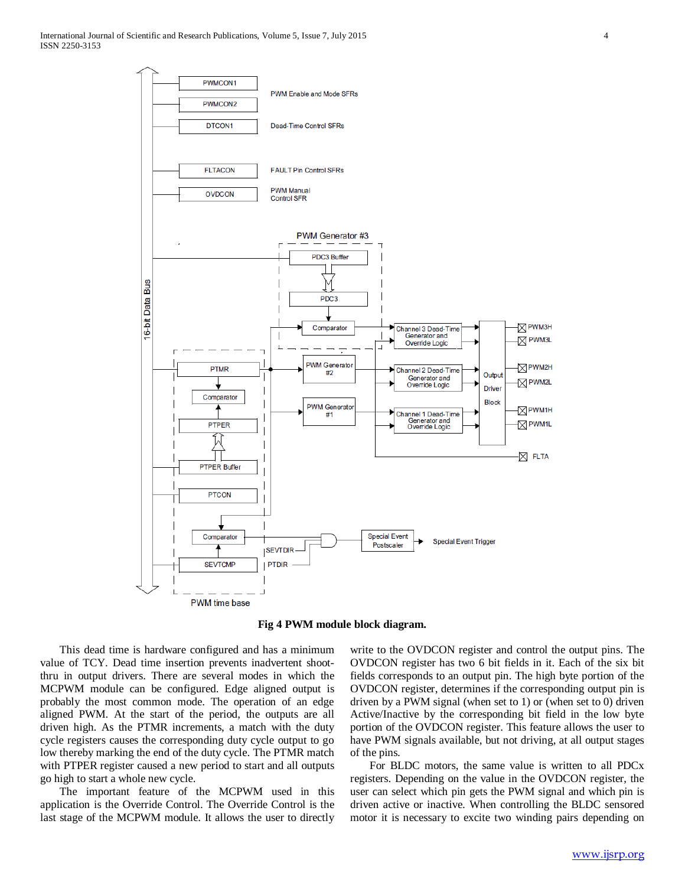Fig 4 PWM module block diagram.

This dead time is hardware configured and has a minimum value of TCY. Dead time insertion prevents inadvertent shoot-thru in output drivers. There are several modes in which the MCPWM module can be configured. Edge aligned output is probably the most common mode. The operation of an edge aligned PWM. At the start of the period, the outputs are all driven high. As the PTMR increments, a match with the duty cycle registers causes the corresponding duty cycle output to go low thereby marking the end of the duty cycle. The PTMR match with PTPER register caused a new period to start and all outputs go high to start a whole new cycle.

The important feature of the MCPWM used in this application is the Override Control. The Override Control is the last stage of the MCPWM module. It allows the user to directly write to the OVDCON register and control the output pins. The OVDCON register has two 6 bit fields in it. Each of the six bit fields corresponds to an output pin. The high byte portion of the OVDCON register, determines if the corresponding output pin is driven by a PWM signal (when set to 1) or (when set to 0) driven Active/Inactive by the corresponding bit field in the low byte portion of the OVDCON register. This feature allows the user to have PWM signals available, but not driving, at all output stages of the pins.

For BLDC motors, the same value is written to all PDCx registers. Depending on the value in the OVDCON register, the user can select which pin gets the PWM signal and which pin is driven active or inactive. When controlling the BLDC sensored motor it is necessary to excite two winding pairs depending on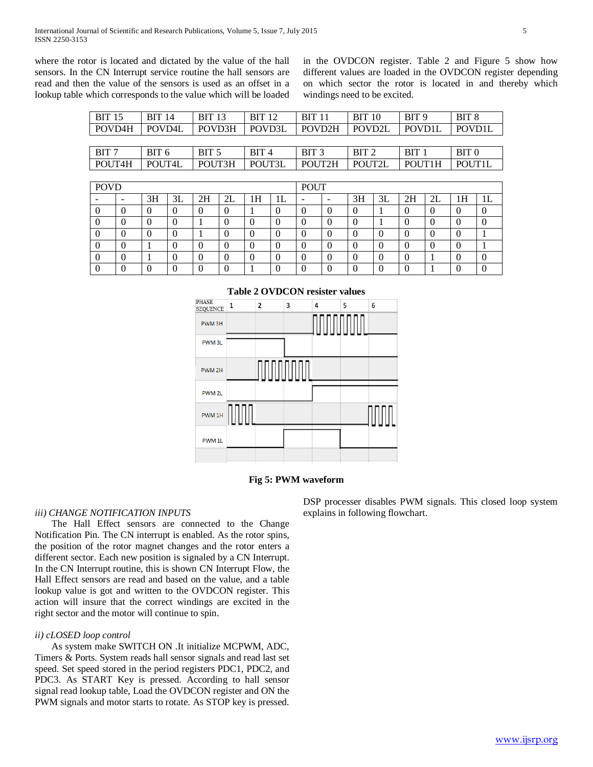where the rotor is located and dictated by the value of the hall sensors. In the CN Interrupt service routine the hall sensors are read and then the value of the sensors is used as an offset in a lookup table which corresponds to the value which will be loaded in the OVDCON register. Table 2 and Figure 5 show how different values are loaded in the OVDCON register depending on which sector the rotor is located in and thereby which windings need to be excited.

| BIT 15 | BIT 14 | BIT 13 | BIT 12 | BIT 11 | BIT 10 | BIT 9 | BIT 8 |
|---|---|---|---|---|---|---|---|
| POVD4H | POVD4L | POVD3H | POVD3L | POVD2H | POVD2L | POVD1L | POVD1L |

| BIT 7 | BIT 6 | BIT 5 | BIT 4 | BIT 3 | BIT 2 | BIT 1 | BIT 0 |
|---|---|---|---|---|---|---|---|
| POUT4H | POUT4L | POUT3H | POUT3L | POUT2H | POUT2L | POUT1H | POUT1L |

| POVD | | | | | | | | POUT | | | | | | | |
|---|---|---|---|---|---|---|---|---|---|---|---|---|---|---|---|
| - | - | 3H | 3L | 2H | 2L | 1H | 1L | - | - | 3H | 3L | 2H | 2L | 1H | 1L |
| 0 | 0 | 0 | 0 | 0 | 0 | 1 | 0 | 0 | 0 | 0 | 1 | 0 | 0 | 0 | 0 |
| 0 | 0 | 0 | 0 | 1 | 0 | 0 | 0 | 0 | 0 | 0 | 1 | 0 | 0 | 0 | 0 |
| 0 | 0 | 0 | 0 | 1 | 0 | 0 | 0 | 0 | 0 | 0 | 0 | 0 | 0 | 0 | 1 |
| 0 | 0 | 1 | 0 | 0 | 0 | 0 | 0 | 0 | 0 | 0 | 0 | 0 | 0 | 0 | 1 |
| 0 | 0 | 1 | 0 | 0 | 0 | 0 | 0 | 0 | 0 | 0 | 0 | 0 | 1 | 0 | 0 |
| 0 | 0 | 0 | 0 | 0 | 0 | 1 | 0 | 0 | 0 | 0 | 0 | 0 | 1 | 0 | 0 |

**Table 2 OVDCON resister values**

**Fig 5: PWM waveform**

*iii) CHANGE NOTIFICATION INPUTS*

The Hall Effect sensors are connected to the Change Notification Pin. The CN interrupt is enabled. As the rotor spins, the position of the rotor magnet changes and the rotor enters a different sector. Each new position is signaled by a CN Interrupt. In the CN Interrupt routine, this is shown CN Interrupt Flow, the Hall Effect sensors are read and based on the value, and a table lookup value is got and written to the OVDCON register. This action will insure that the correct windings are excited in the right sector and the motor will continue to spin.

*ii) cLOSED loop control*

As system make SWITCH ON .It initialize MCPWM, ADC, Timers & Ports. System reads hall sensor signals and read last set speed. Set speed stored in the period registers PDC1, PDC2, and PDC3. As START Key is pressed. According to hall sensor signal read lookup table, Load the OVDCON register and ON the PWM signals and motor starts to rotate. As STOP key is pressed. DSP processer disables PWM signals. This closed loop system explains in following flowchart.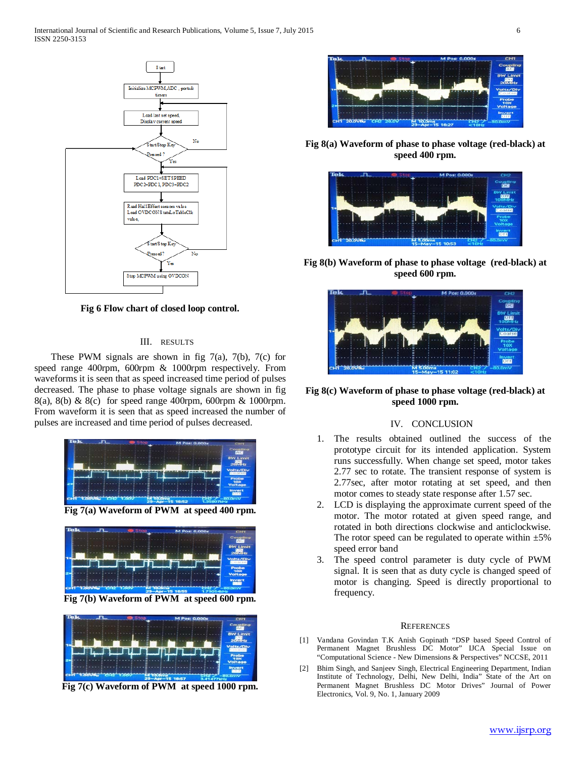Fig 6 Flow chart of closed loop control.

## III. RESULTS

These PWM signals are shown in fig 7(a), 7(b), 7(c) for speed range 400rpm, 600rpm & 1000rpm respectively. From waveforms it is seen that as speed increased time period of pulses decreased. The phase to phase voltage signals are shown in fig 8(a), 8(b) & 8(c) for speed range 400rpm, 600rpm & 1000rpm. From waveform it is seen that as speed increased the number of pulses are increased and time period of pulses decreased.

**Fig 7(a) Waveform of PWM at speed 400 rpm.**

**Fig 7(b) Waveform of PWM at speed 600 rpm.**

**Fig 7(c) Waveform of PWM at speed 1000 rpm.**

**Fig 8(a) Waveform of phase to phase voltage (red-black) at speed 400 rpm.**

**Fig 8(b) Waveform of phase to phase voltage (red-black) at speed 600 rpm.**

**Fig 8(c) Waveform of phase to phase voltage (red-black) at speed 1000 rpm.**

## IV. CONCLUSION

1. The results obtained outlined the success of the prototype circuit for its intended application. System runs successfully. When change set speed, motor takes 2.77 sec to rotate. The transient response of system is 2.77sec, after motor rotating at set speed, and then motor comes to steady state response after 1.57 sec.
2. LCD is displaying the approximate current speed of the motor. The motor rotated at given speed range, and rotated in both directions clockwise and anticlockwise. The rotor speed can be regulated to operate within ±5% speed error band
3. The speed control parameter is duty cycle of PWM signal. It is seen that as duty cycle is changed speed of motor is changing. Speed is directly proportional to frequency.

## REFERENCES

[1] Vandana Govindan T.K Anish Gopinath "DSP based Speed Control of Permanent Magnet Brushless DC Motor" IJCA Special Issue on "Computational Science - New Dimensions & Perspectives" NCCSE, 2011

[2] Bhim Singh, and Sanjeev Singh, Electrical Engineering Department, Indian Institute of Technology, Delhi, New Delhi, India" State of the Art on Permanent Magnet Brushless DC Motor Drives" Journal of Power Electronics, Vol. 9, No. 1, January 2009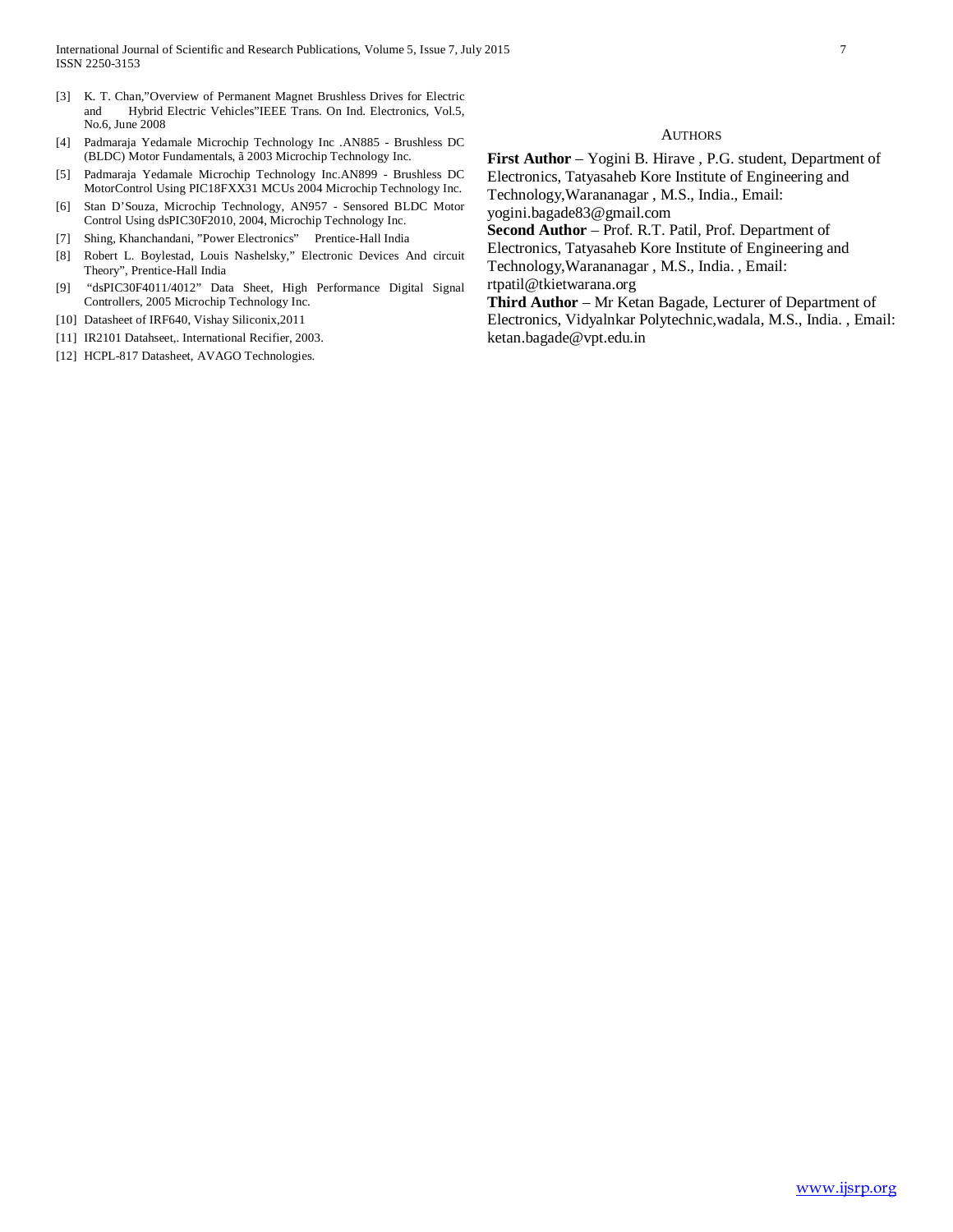[3] K. T. Chan,"Overview of Permanent Magnet Brushless Drives for Electric and Hybrid Electric Vehicles"IEEE Trans. On Ind. Electronics, Vol.5, No.6, June 2008

[4] Padmaraja Yedamale Microchip Technology Inc .AN885 - Brushless DC (BLDC) Motor Fundamentals, ã 2003 Microchip Technology Inc.

[5] Padmaraja Yedamale Microchip Technology Inc.AN899 - Brushless DC MotorControl Using PIC18FXX31 MCUs 2004 Microchip Technology Inc.

[6] Stan D'Souza, Microchip Technology, AN957 - Sensored BLDC Motor Control Using dsPIC30F2010, 2004, Microchip Technology Inc.

[7] Shing, Khanchandani, "Power Electronics" Prentice-Hall India

[8] Robert L. Boylestad, Louis Nashelsky," Electronic Devices And circuit Theory", Prentice-Hall India

[9] "dsPIC30F4011/4012" Data Sheet, High Performance Digital Signal Controllers, 2005 Microchip Technology Inc.

[10] Datasheet of IRF640, Vishay Siliconix,2011

[11] IR2101 Datahseet,. International Recifier, 2003.

[12] HCPL-817 Datasheet, AVAGO Technologies.

## Authors

**First Author** – Yogini B. Hirave , P.G. student, Department of Electronics, Tatyasaheb Kore Institute of Engineering and Technology,Warananagar , M.S., India., Email: yogini.bagade83@gmail.com

**Second Author** – Prof. R.T. Patil, Prof. Department of Electronics, Tatyasaheb Kore Institute of Engineering and Technology,Warananagar , M.S., India. , Email: rtpatil@tkietwarana.org

**Third Author** – Mr Ketan Bagade, Lecturer of Department of Electronics, Vidyalnkar Polytechnic,wadala, M.S., India. , Email: ketan.bagade@vpt.edu.in